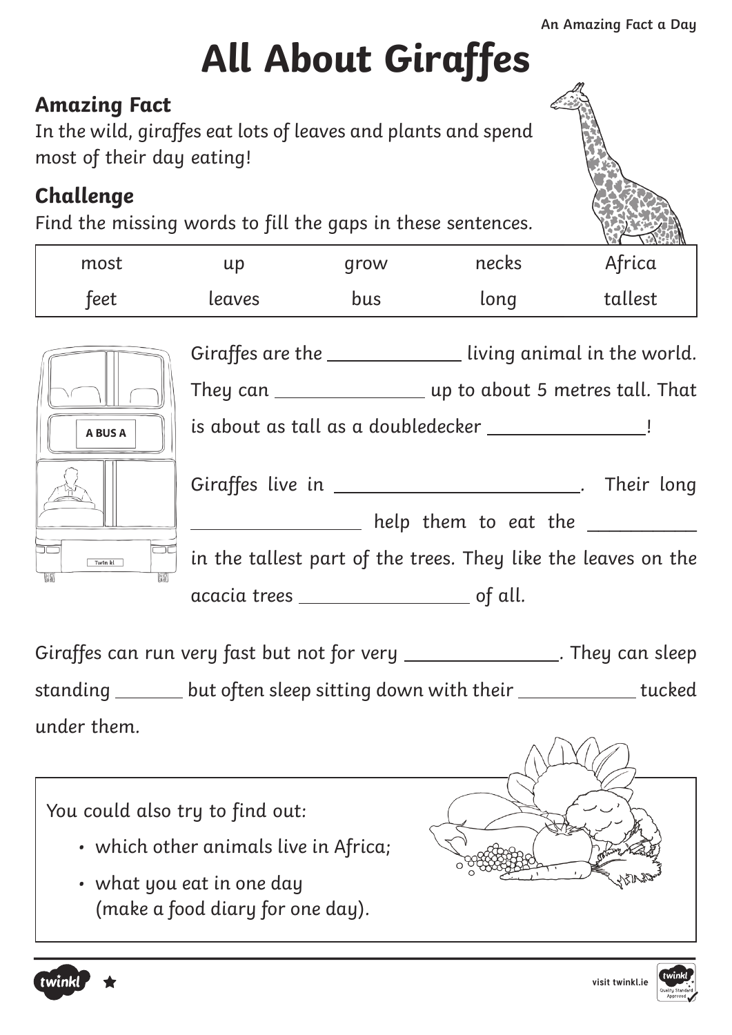# All About Giraffes

## Amazing Fact

In the wild, giraffes eat lots of leaves and plants and spend most of their day eating!

## Challenge

Find the missing words to fill the gaps in these sentences.

| most | up | grow | necks | Africa |
|---|---|---|---|---|
| feet | leaves | bus | long | tallest |

Giraffes are the ____________ living animal in the world. They can ______________ up to about 5 metres tall. That is about as tall as a doubledecker ______________!

Giraffes live in ______________________. Their long ________________ help them to eat the __________ in the tallest part of the trees. They like the leaves on the acacia trees ________________ of all.

Giraffes can run very fast but not for very ______________. They can sleep standing ______ but often sleep sitting down with their ___________ tucked under them.

You could also try to find out:

- which other animals live in Africa;
- what you eat in one day (make a food diary for one day).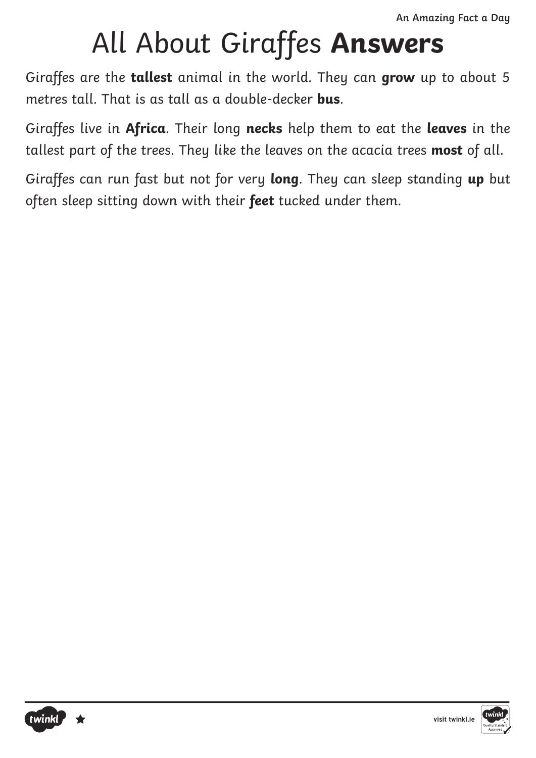# All About Giraffes **Answers**

Giraffes are the **tallest** animal in the world. They can **grow** up to about 5 metres tall. That is as tall as a double-decker **bus**.

Giraffes live in **Africa**. Their long **necks** help them to eat the **leaves** in the tallest part of the trees. They like the leaves on the acacia trees **most** of all.

Giraffes can run fast but not for very **long**. They can sleep standing **up** but often sleep sitting down with their **feet** tucked under them.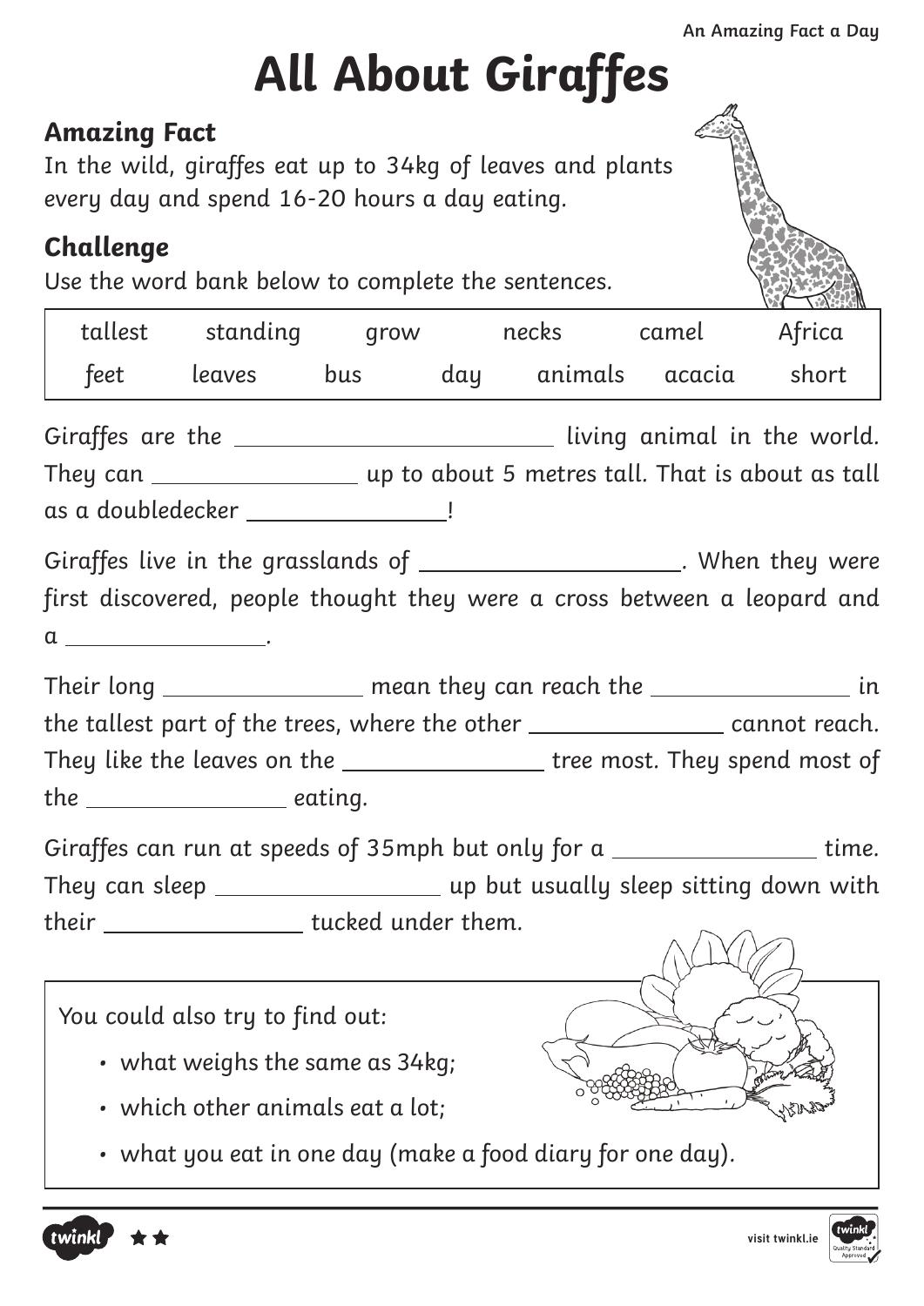# All About Giraffes

## Amazing Fact

In the wild, giraffes eat up to 34kg of leaves and plants every day and spend 16-20 hours a day eating.

## Challenge

Use the word bank below to complete the sentences.

| tallest | standing | grow | necks | camel | Africa |
|---|---|---|---|---|---|
| feet | leaves | bus | day | animals | acacia | short |

Giraffes are the ____________________ living animal in the world. They can ______________ up to about 5 metres tall. That is about as tall as a doubledecker ______________!

Giraffes live in the grasslands of ________________. When they were first discovered, people thought they were a cross between a leopard and a ______________.

Their long ______________ mean they can reach the ______________ in the tallest part of the trees, where the other ______________ cannot reach. They like the leaves on the ______________ tree most. They spend most of the ______________ eating.

Giraffes can run at speeds of 35mph but only for a ______________ time. They can sleep ________________ up but usually sleep sitting down with their ______________ tucked under them.

You could also try to find out:

- what weighs the same as 34kg;
- which other animals eat a lot;
- what you eat in one day (make a food diary for one day).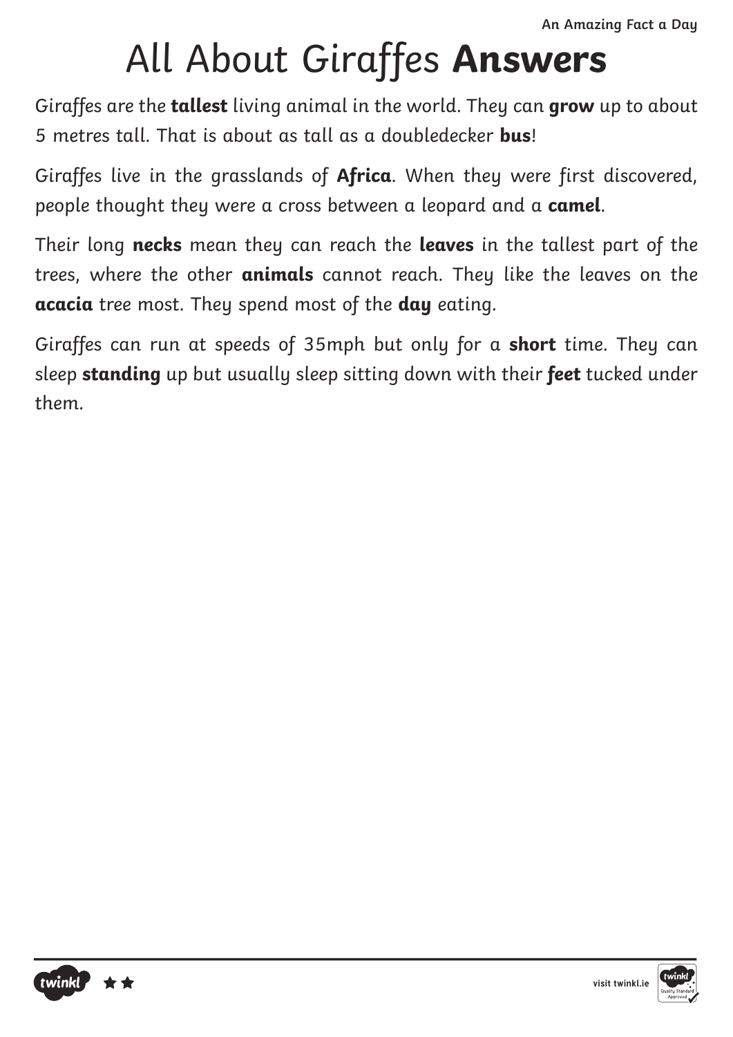# All About Giraffes **Answers**

Giraffes are the **tallest** living animal in the world. They can **grow** up to about 5 metres tall. That is about as tall as a doubledecker **bus**!

Giraffes live in the grasslands of **Africa**. When they were first discovered, people thought they were a cross between a leopard and a **camel**.

Their long **necks** mean they can reach the **leaves** in the tallest part of the trees, where the other **animals** cannot reach. They like the leaves on the **acacia** tree most. They spend most of the **day** eating.

Giraffes can run at speeds of 35mph but only for a **short** time. They can sleep **standing** up but usually sleep sitting down with their **feet** tucked under them.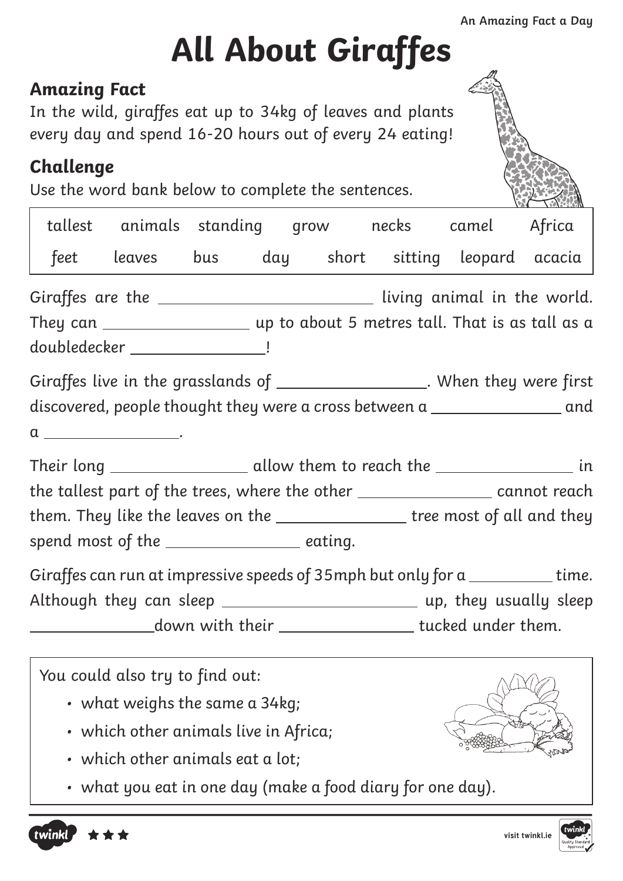# All About Giraffes

## Amazing Fact

In the wild, giraffes eat up to 34kg of leaves and plants every day and spend 16-20 hours out of every 24 eating!

## Challenge

Use the word bank below to complete the sentences.

| | | | | | | | |
|---|---|---|---|---|---|---|---|
| tallest | animals | standing | grow | necks | camel | Africa | |
| feet | leaves | bus | day | short | sitting | leopard | acacia |

Giraffes are the ____________________ living animal in the world. They can ______________ up to about 5 metres tall. That is as tall as a doubledecker ______________!

Giraffes live in the grasslands of ______________. When they were first discovered, people thought they were a cross between a ______________ and a ______________.

Their long ______________ allow them to reach the ______________ in the tallest part of the trees, where the other ______________ cannot reach them. They like the leaves on the ______________ tree most of all and they spend most of the ______________ eating.

Giraffes can run at impressive speeds of 35mph but only for a __________ time. Although they can sleep ____________________ up, they usually sleep ______________down with their ______________ tucked under them.

You could also try to find out:

- what weighs the same a 34kg;
- which other animals live in Africa;
- which other animals eat a lot;
- what you eat in one day (make a food diary for one day).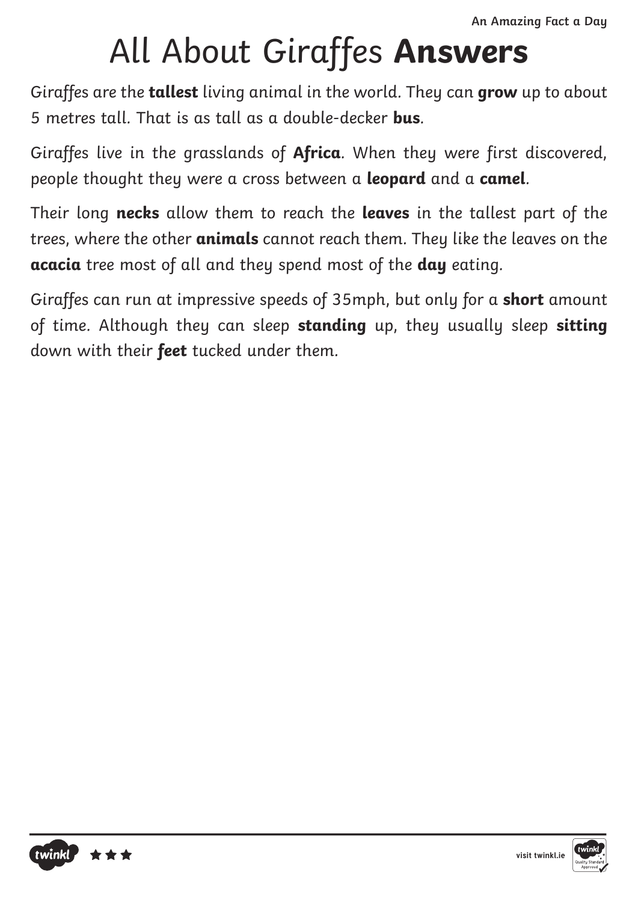# All About Giraffes **Answers**

Giraffes are the **tallest** living animal in the world. They can **grow** up to about 5 metres tall. That is as tall as a double-decker **bus**.

Giraffes live in the grasslands of **Africa**. When they were first discovered, people thought they were a cross between a **leopard** and a **camel**.

Their long **necks** allow them to reach the **leaves** in the tallest part of the trees, where the other **animals** cannot reach them. They like the leaves on the **acacia** tree most of all and they spend most of the **day** eating.

Giraffes can run at impressive speeds of 35mph, but only for a **short** amount of time. Although they can sleep **standing** up, they usually sleep **sitting** down with their **feet** tucked under them.